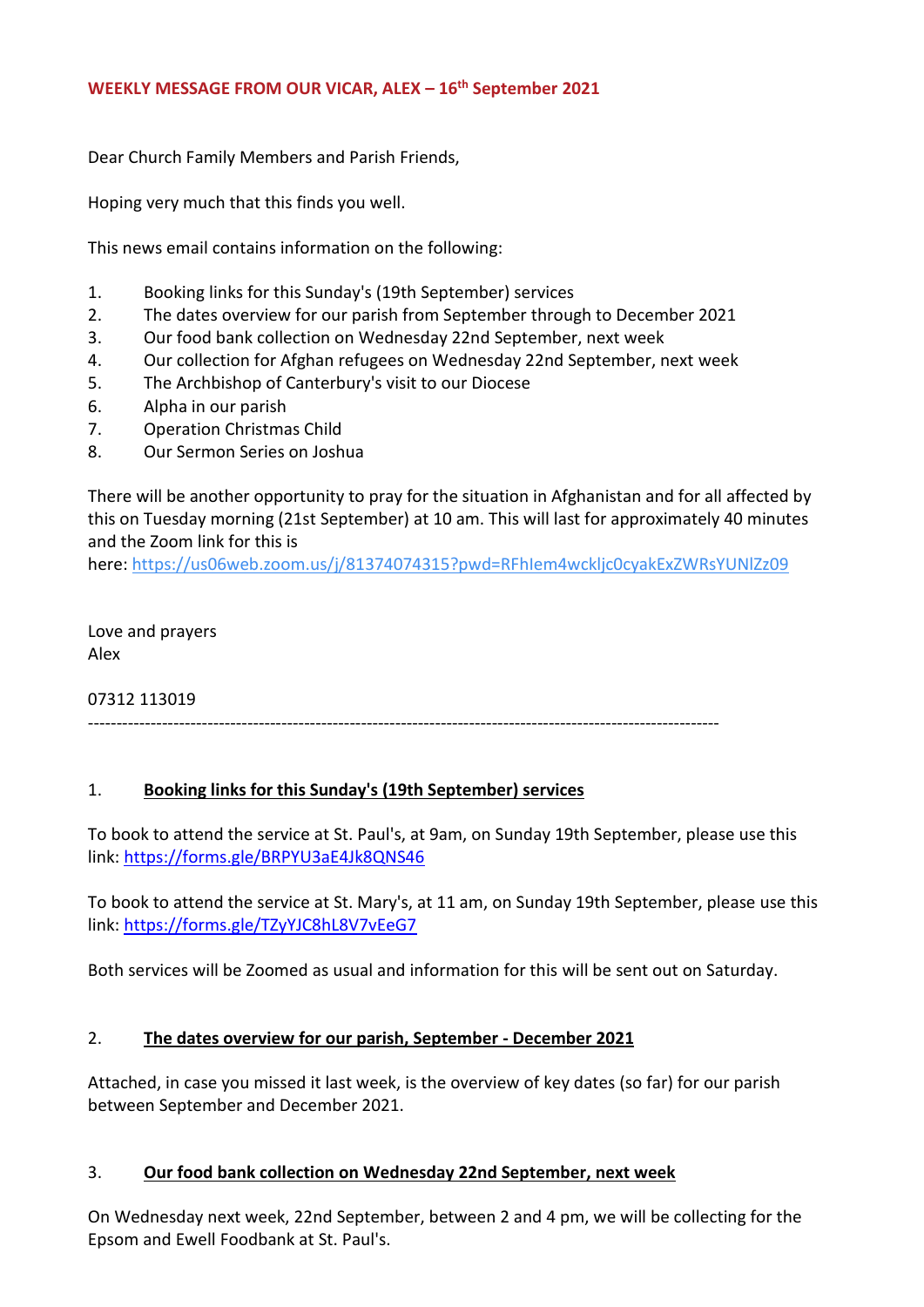**WEEKLY MESSAGE FROM OUR VICAR, ALEX – 16th September 2021**

Dear Church Family Members and Parish Friends,

Hoping very much that this finds you well.

This news email contains information on the following:

1. Booking links for this Sunday's (19th September) services
2. The dates overview for our parish from September through to December 2021
3. Our food bank collection on Wednesday 22nd September, next week
4. Our collection for Afghan refugees on Wednesday 22nd September, next week
5. The Archbishop of Canterbury's visit to our Diocese
6. Alpha in our parish
7. Operation Christmas Child
8. Our Sermon Series on Joshua

There will be another opportunity to pray for the situation in Afghanistan and for all affected by this on Tuesday morning (21st September) at 10 am. This will last for approximately 40 minutes and the Zoom link for this is here: https://us06web.zoom.us/j/81374074315?pwd=RFhIem4wckljc0cyakExZWRsYUNlZz09

Love and prayers
Alex

07312 113019

---

1. **Booking links for this Sunday's (19th September) services**

To book to attend the service at St. Paul's, at 9am, on Sunday 19th September, please use this link: https://forms.gle/BRPYU3aE4Jk8QNS46

To book to attend the service at St. Mary's, at 11 am, on Sunday 19th September, please use this link: https://forms.gle/TZyYJC8hL8V7vEeG7

Both services will be Zoomed as usual and information for this will be sent out on Saturday.

2. **The dates overview for our parish, September - December 2021**

Attached, in case you missed it last week, is the overview of key dates (so far) for our parish between September and December 2021.

3. **Our food bank collection on Wednesday 22nd September, next week**

On Wednesday next week, 22nd September, between 2 and 4 pm, we will be collecting for the Epsom and Ewell Foodbank at St. Paul's.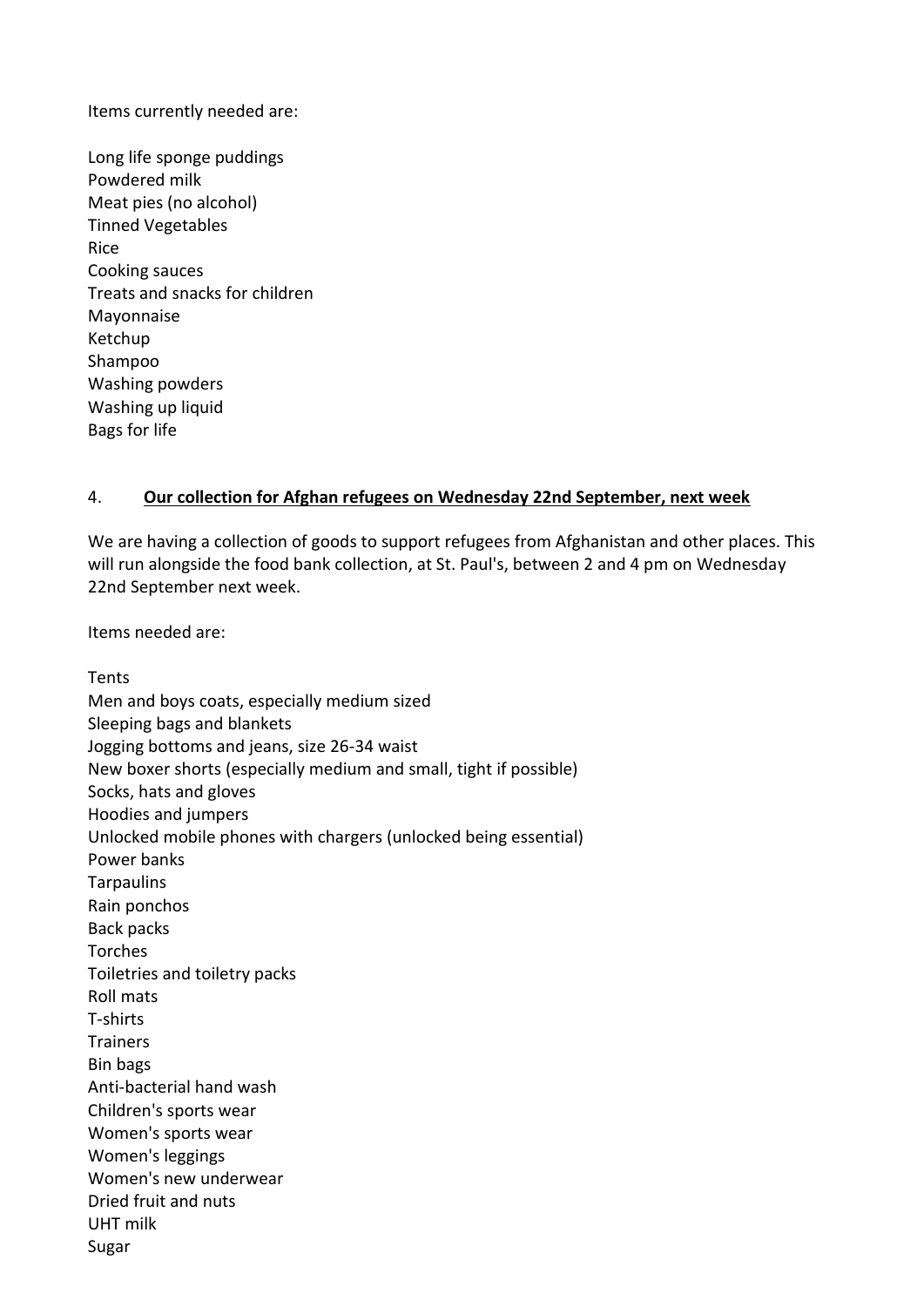Items currently needed are:

Long life sponge puddings
Powdered milk
Meat pies (no alcohol)
Tinned Vegetables
Rice
Cooking sauces
Treats and snacks for children
Mayonnaise
Ketchup
Shampoo
Washing powders
Washing up liquid
Bags for life

## 4. **<u>Our collection for Afghan refugees on Wednesday 22nd September, next week</u>**

We are having a collection of goods to support refugees from Afghanistan and other places. This will run alongside the food bank collection, at St. Paul's, between 2 and 4 pm on Wednesday 22nd September next week.

Items needed are:

Tents
Men and boys coats, especially medium sized
Sleeping bags and blankets
Jogging bottoms and jeans, size 26-34 waist
New boxer shorts (especially medium and small, tight if possible)
Socks, hats and gloves
Hoodies and jumpers
Unlocked mobile phones with chargers (unlocked being essential)
Power banks
Tarpaulins
Rain ponchos
Back packs
Torches
Toiletries and toiletry packs
Roll mats
T-shirts
Trainers
Bin bags
Anti-bacterial hand wash
Children's sports wear
Women's sports wear
Women's leggings
Women's new underwear
Dried fruit and nuts
UHT milk
Sugar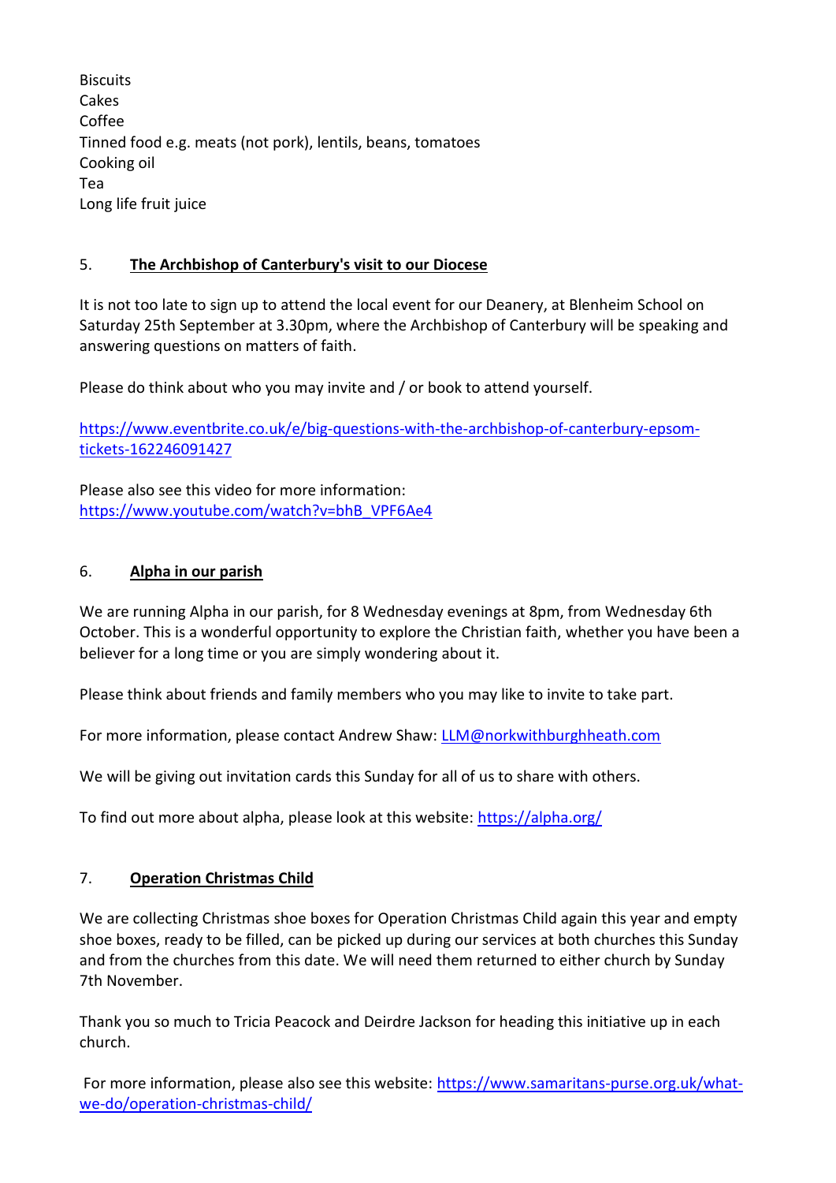Biscuits
Cakes
Coffee
Tinned food e.g. meats (not pork), lentils, beans, tomatoes
Cooking oil
Tea
Long life fruit juice

## 5. **The Archbishop of Canterbury's visit to our Diocese**

It is not too late to sign up to attend the local event for our Deanery, at Blenheim School on Saturday 25th September at 3.30pm, where the Archbishop of Canterbury will be speaking and answering questions on matters of faith.

Please do think about who you may invite and / or book to attend yourself.

[https://www.eventbrite.co.uk/e/big-questions-with-the-archbishop-of-canterbury-epsom-tickets-162246091427](https://www.eventbrite.co.uk/e/big-questions-with-the-archbishop-of-canterbury-epsom-tickets-162246091427)

Please also see this video for more information:
[https://www.youtube.com/watch?v=bhB_VPF6Ae4](https://www.youtube.com/watch?v=bhB_VPF6Ae4)

## 6. **Alpha in our parish**

We are running Alpha in our parish, for 8 Wednesday evenings at 8pm, from Wednesday 6th October. This is a wonderful opportunity to explore the Christian faith, whether you have been a believer for a long time or you are simply wondering about it.

Please think about friends and family members who you may like to invite to take part.

For more information, please contact Andrew Shaw: [LLM@norkwithburghheath.com](mailto:LLM@norkwithburghheath.com)

We will be giving out invitation cards this Sunday for all of us to share with others.

To find out more about alpha, please look at this website: [https://alpha.org/](https://alpha.org/)

## 7. **Operation Christmas Child**

We are collecting Christmas shoe boxes for Operation Christmas Child again this year and empty shoe boxes, ready to be filled, can be picked up during our services at both churches this Sunday and from the churches from this date. We will need them returned to either church by Sunday 7th November.

Thank you so much to Tricia Peacock and Deirdre Jackson for heading this initiative up in each church.

For more information, please also see this website: [https://www.samaritans-purse.org.uk/what-we-do/operation-christmas-child/](https://www.samaritans-purse.org.uk/what-we-do/operation-christmas-child/)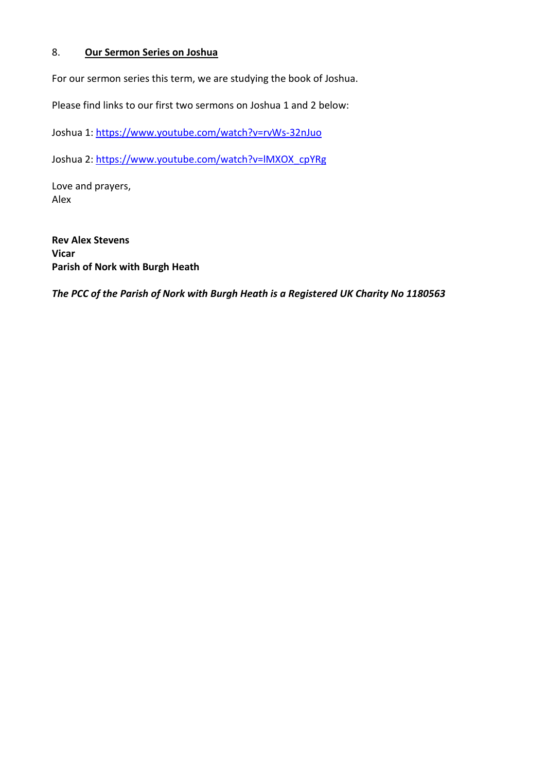## 8. Our Sermon Series on Joshua

For our sermon series this term, we are studying the book of Joshua.

Please find links to our first two sermons on Joshua 1 and 2 below:

Joshua 1: https://www.youtube.com/watch?v=rvWs-32nJuo

Joshua 2: https://www.youtube.com/watch?v=lMXOX_cpYRg

Love and prayers,
Alex

**Rev Alex Stevens**
**Vicar**
**Parish of Nork with Burgh Heath**

***The PCC of the Parish of Nork with Burgh Heath is a Registered UK Charity No 1180563***